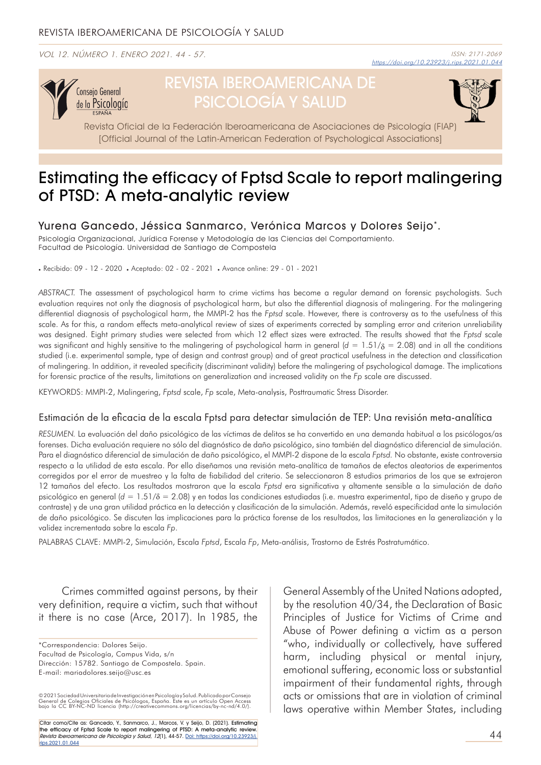# Estimating the efficacy of Fptsd Scale to report malingering of PTSD: A meta-analytic review

## Yurena Gancedo, Jéssica Sanmarco, Verónica Marcos y Dolores Seijo*.

Psicología Organizacional, Jurídica Forense y Metodología de las Ciencias del Comportamiento.
Facultad de Psicología. Universidad de Santiago de Compostela

• Recibido: 09 - 12 - 2020 • Aceptado: 02 - 02 - 2021 • Avance online: 29 - 01 - 2021

*ABSTRACT.* The assessment of psychological harm to crime victims has become a regular demand on forensic psychologists. Such evaluation requires not only the diagnosis of psychological harm, but also the differential diagnosis of malingering. For the malingering differential diagnosis of psychological harm, the MMPI-2 has the *Fptsd* scale. However, there is controversy as to the usefulness of this scale. As for this, a random effects meta-analytical review of sizes of experiments corrected by sampling error and criterion unreliability was designed. Eight primary studies were selected from which 12 effect sizes were extracted. The results showed that the *Fptsd* scale was significant and highly sensitive to the malingering of psychological harm in general ($d = 1.51/\delta = 2.08$) and in all the conditions studied (i.e. experimental sample, type of design and contrast group) and of great practical usefulness in the detection and classification of malingering. In addition, it revealed specificity (discriminant validity) before the malingering of psychological damage. The implications for forensic practice of the results, limitations on generalization and increased validity on the *Fp* scale are discussed.

KEYWORDS: MMPI-2, Malingering, *Fptsd* scale, *Fp* scale, Meta-analysis, Posttraumatic Stress Disorder.

### Estimación de la eficacia de la escala Fptsd para detectar simulación de TEP: Una revisión meta-analítica

*RESUMEN.* La evaluación del daño psicológico de las víctimas de delitos se ha convertido en una demanda habitual a los psicólogos/as forenses. Dicha evaluación requiere no sólo del diagnóstico de daño psicológico, sino también del diagnóstico diferencial de simulación. Para el diagnóstico diferencial de simulación de daño psicológico, el MMPI-2 dispone de la escala *Fptsd.* No obstante, existe controversia respecto a la utilidad de esta escala. Por ello diseñamos una revisión meta-analítica de tamaños de efectos aleatorios de experimentos corregidos por el error de muestreo y la falta de fiabilidad del criterio. Se seleccionaron 8 estudios primarios de los que se extrajeron 12 tamaños del efecto. Los resultados mostraron que la escala *Fptsd* era significativa y altamente sensible a la simulación de daño psicológico en general ($d = 1.51/\delta = 2.08$) y en todas las condiciones estudiadas (i.e. muestra experimental, tipo de diseño y grupo de contraste) y de una gran utilidad práctica en la detección y clasificación de la simulación. Además, reveló especificidad ante la simulación de daño psicológico. Se discuten las implicaciones para la práctica forense de los resultados, las limitaciones en la generalización y la validez incrementada sobre la escala *Fp*.

PALABRAS CLAVE: MMPI-2, Simulación, Escala *Fptsd*, Escala *Fp*, Meta-análisis, Trastorno de Estrés Postratumático.

Crimes committed against persons, by their very definition, require a victim, such that without it there is no case (Arce, 2017). In 1985, the General Assembly of the United Nations adopted, by the resolution 40/34, the Declaration of Basic Principles of Justice for Victims of Crime and Abuse of Power defining a victim as a person "who, individually or collectively, have suffered harm, including physical or mental injury, emotional suffering, economic loss or substantial impairment of their fundamental rights, through acts or omissions that are in violation of criminal laws operative within Member States, including

*Correspondencia: Dolores Seijo.
Facultad de Psicología, Campus Vida, s/n
Dirección: 15782. Santiago de Compostela. Spain.
E-mail: mariadolores.seijo@usc.es

©2021 Sociedad Universitaria de Investigación en Psicología y Salud. Publicado por Consejo General de Colegios Oficiales de Psicólogos, España. Este es un artículo Open Access bajo la CC BY-NC-ND licencia (http://creativecommons.org/licencias/by-nc-nd/4.0/).

Citar como/Cite as: Gancedo, Y., Sanmarco, J., Marcos, V. y Seijo, D. (2021). Estimating the efficacy of Fptsd Scale to report malingering of PTSD: A meta-analytic review. *Revista Iberoamericana de Psicología y Salud, 12*(1), 44-57. Doi: https://doi.org/10.23923/j.rips.2021.01.044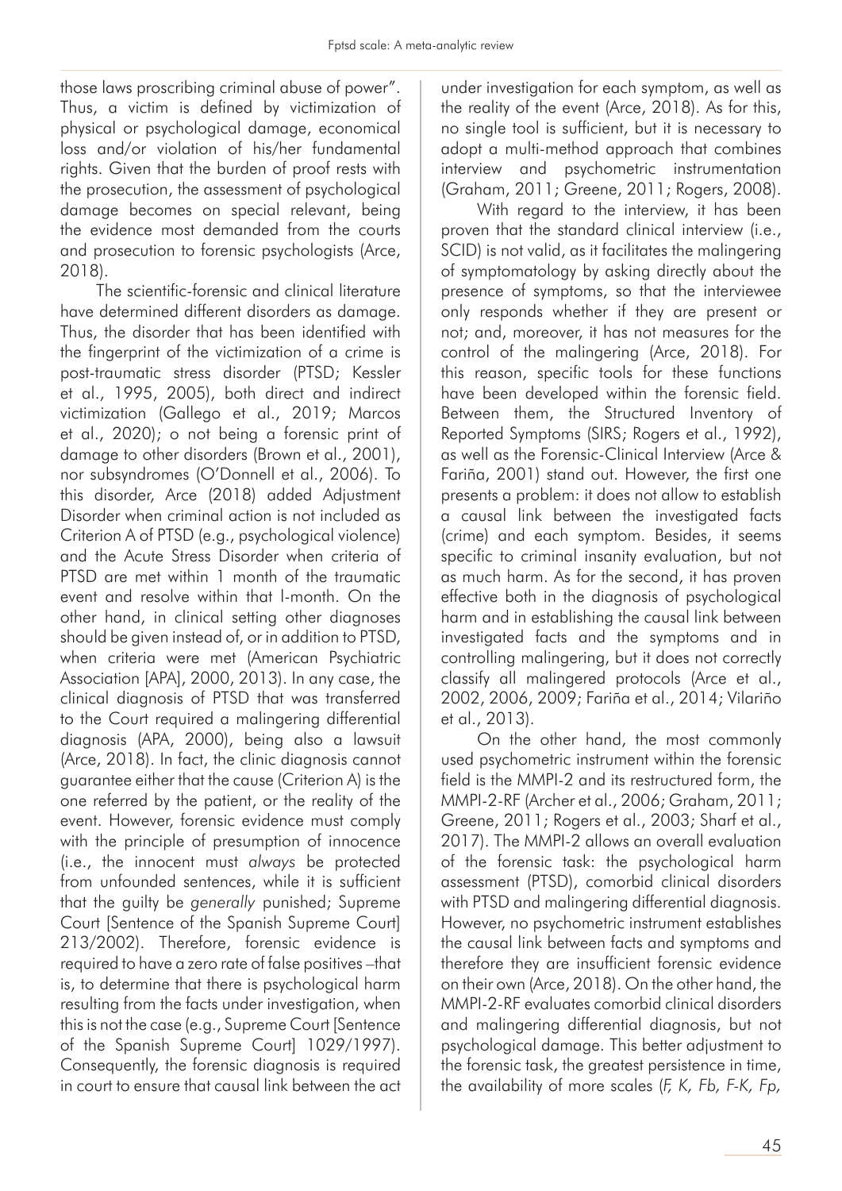those laws proscribing criminal abuse of power". Thus, a victim is defined by victimization of physical or psychological damage, economical loss and/or violation of his/her fundamental rights. Given that the burden of proof rests with the prosecution, the assessment of psychological damage becomes on special relevant, being the evidence most demanded from the courts and prosecution to forensic psychologists (Arce, 2018).

The scientific-forensic and clinical literature have determined different disorders as damage. Thus, the disorder that has been identified with the fingerprint of the victimization of a crime is post-traumatic stress disorder (PTSD; Kessler et al., 1995, 2005), both direct and indirect victimization (Gallego et al., 2019; Marcos et al., 2020); o not being a forensic print of damage to other disorders (Brown et al., 2001), nor subsyndromes (O'Donnell et al., 2006). To this disorder, Arce (2018) added Adjustment Disorder when criminal action is not included as Criterion A of PTSD (e.g., psychological violence) and the Acute Stress Disorder when criteria of PTSD are met within 1 month of the traumatic event and resolve within that l-month. On the other hand, in clinical setting other diagnoses should be given instead of, or in addition to PTSD, when criteria were met (American Psychiatric Association [APA], 2000, 2013). In any case, the clinical diagnosis of PTSD that was transferred to the Court required a malingering differential diagnosis (APA, 2000), being also a lawsuit (Arce, 2018). In fact, the clinic diagnosis cannot guarantee either that the cause (Criterion A) is the one referred by the patient, or the reality of the event. However, forensic evidence must comply with the principle of presumption of innocence (i.e., the innocent must *always* be protected from unfounded sentences, while it is sufficient that the guilty be *generally* punished; Supreme Court [Sentence of the Spanish Supreme Court] 213/2002). Therefore, forensic evidence is required to have a zero rate of false positives –that is, to determine that there is psychological harm resulting from the facts under investigation, when this is not the case (e.g., Supreme Court [Sentence of the Spanish Supreme Court] 1029/1997). Consequently, the forensic diagnosis is required in court to ensure that causal link between the act under investigation for each symptom, as well as the reality of the event (Arce, 2018). As for this, no single tool is sufficient, but it is necessary to adopt a multi-method approach that combines interview and psychometric instrumentation (Graham, 2011; Greene, 2011; Rogers, 2008).

With regard to the interview, it has been proven that the standard clinical interview (i.e., SCID) is not valid, as it facilitates the malingering of symptomatology by asking directly about the presence of symptoms, so that the interviewee only responds whether if they are present or not; and, moreover, it has not measures for the control of the malingering (Arce, 2018). For this reason, specific tools for these functions have been developed within the forensic field. Between them, the Structured Inventory of Reported Symptoms (SIRS; Rogers et al., 1992), as well as the Forensic-Clinical Interview (Arce & Fariña, 2001) stand out. However, the first one presents a problem: it does not allow to establish a causal link between the investigated facts (crime) and each symptom. Besides, it seems specific to criminal insanity evaluation, but not as much harm. As for the second, it has proven effective both in the diagnosis of psychological harm and in establishing the causal link between investigated facts and the symptoms and in controlling malingering, but it does not correctly classify all malingered protocols (Arce et al., 2002, 2006, 2009; Fariña et al., 2014; Vilariño et al., 2013).

On the other hand, the most commonly used psychometric instrument within the forensic field is the MMPI-2 and its restructured form, the MMPI-2-RF (Archer et al., 2006; Graham, 2011; Greene, 2011; Rogers et al., 2003; Sharf et al., 2017). The MMPI-2 allows an overall evaluation of the forensic task: the psychological harm assessment (PTSD), comorbid clinical disorders with PTSD and malingering differential diagnosis. However, no psychometric instrument establishes the causal link between facts and symptoms and therefore they are insufficient forensic evidence on their own (Arce, 2018). On the other hand, the MMPI-2-RF evaluates comorbid clinical disorders and malingering differential diagnosis, but not psychological damage. This better adjustment to the forensic task, the greatest persistence in time, the availability of more scales (*F, K, Fb, F-K, Fp,*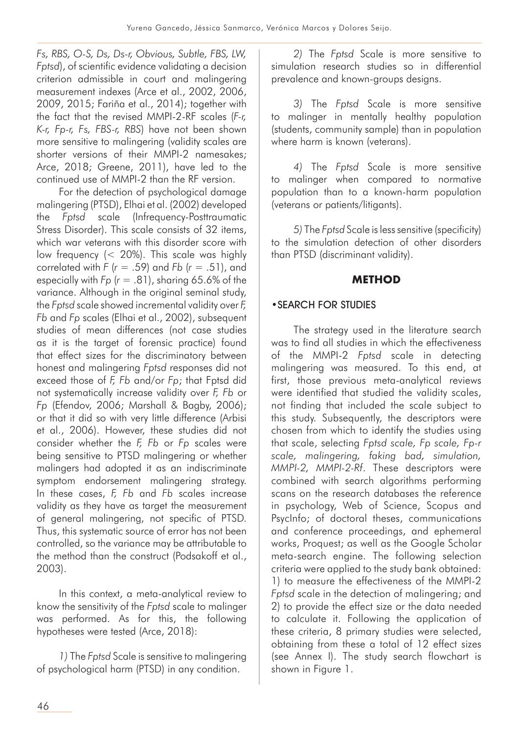*Fs, RBS, O-S, Ds, Ds-r, Obvious, Subtle, FBS, LW, Fptsd*), of scientific evidence validating a decision criterion admissible in court and malingering measurement indexes (Arce et al., 2002, 2006, 2009, 2015; Fariña et al., 2014); together with the fact that the revised MMPI-2-RF scales (*F-r, K-r, Fp-r, Fs, FBS-r, RBS*) have not been shown more sensitive to malingering (validity scales are shorter versions of their MMPI-2 namesakes; Arce, 2018; Greene, 2011), have led to the continued use of MMPI-2 than the RF version.

For the detection of psychological damage malingering (PTSD), Elhai et al. (2002) developed the *Fptsd* scale (Infrequency-Posttraumatic Stress Disorder). This scale consists of 32 items, which war veterans with this disorder score with low frequency (< 20%). This scale was highly correlated with *F* ($r = .59$) and *Fb* ($r = .51$), and especially with *Fp* ($r = .81$), sharing 65.6% of the variance. Although in the original seminal study, the *Fptsd* scale showed incremental validity over *F, Fb* and *Fp* scales (Elhai et al., 2002), subsequent studies of mean differences (not case studies as it is the target of forensic practice) found that effect sizes for the discriminatory between honest and malingering *Fptsd* responses did not exceed those of *F, Fb* and/or *Fp*; that Fptsd did not systematically increase validity over *F, Fb* or *Fp* (Efendov, 2006; Marshall & Bagby, 2006); or that it did so with very little difference (Arbisi et al., 2006). However, these studies did not consider whether the *F, Fb* or *Fp* scales were being sensitive to PTSD malingering or whether malingers had adopted it as an indiscriminate symptom endorsement malingering strategy. In these cases, *F, Fb* and *Fb* scales increase validity as they have as target the measurement of general malingering, not specific of PTSD. Thus, this systematic source of error has not been controlled, so the variance may be attributable to the method than the construct (Podsakoff et al., 2003).

In this context, a meta-analytical review to know the sensitivity of the *Fptsd* scale to malinger was performed. As for this, the following hypotheses were tested (Arce, 2018):

*1)* The *Fptsd* Scale is sensitive to malingering of psychological harm (PTSD) in any condition.

*2)* The *Fptsd* Scale is more sensitive to simulation research studies so in differential prevalence and known-groups designs.

*3)* The *Fptsd* Scale is more sensitive to malinger in mentally healthy population (students, community sample) than in population where harm is known (veterans).

*4)* The *Fptsd* Scale is more sensitive to malinger when compared to normative population than to a known-harm population (veterans or patients/litigants).

*5)* The *Fptsd* Scale is less sensitive (specificity) to the simulation detection of other disorders than PTSD (discriminant validity).

## METHOD

### •SEARCH FOR STUDIES

The strategy used in the literature search was to find all studies in which the effectiveness of the MMPI-2 *Fptsd* scale in detecting malingering was measured. To this end, at first, those previous meta-analytical reviews were identified that studied the validity scales, not finding that included the scale subject to this study. Subsequently, the descriptors were chosen from which to identify the studies using that scale, selecting *Fptsd scale, Fp scale, Fp-r scale, malingering, faking bad, simulation, MMPI-2, MMPI-2-Rf*. These descriptors were combined with search algorithms performing scans on the research databases the reference in psychology, Web of Science, Scopus and PsycInfo; of doctoral theses, communications and conference proceedings, and ephemeral works, Proquest; as well as the Google Scholar meta-search engine. The following selection criteria were applied to the study bank obtained: 1) to measure the effectiveness of the MMPI-2 *Fptsd* scale in the detection of malingering; and 2) to provide the effect size or the data needed to calculate it. Following the application of these criteria, 8 primary studies were selected, obtaining from these a total of 12 effect sizes (see Annex I). The study search flowchart is shown in Figure 1.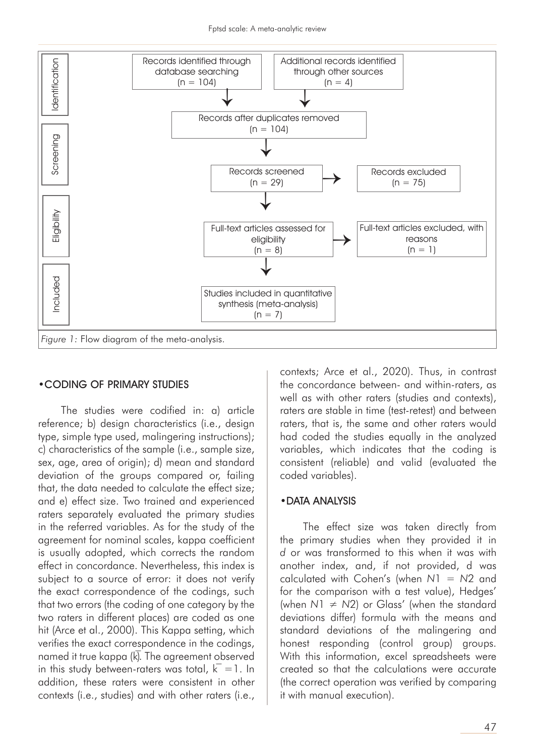| Identification | Records identified through database searching (n = 104) | Additional records identified through other sources (n = 4) |
| --- | --- | --- |
| | Records after duplicates removed (n = 104) | |
| Screening | Records screened (n = 29) | Records excluded (n = 75) |
| Eligibility | Full-text articles assessed for eligibility (n = 8) | Full-text articles excluded, with reasons (n = 1) |
| Included | Studies included in quantitative synthesis (meta-analysis) (n = 7) | |

*Figure 1:* Flow diagram of the meta-analysis.

## •CODING OF PRIMARY STUDIES

The studies were codified in: a) article reference; b) design characteristics (i.e., design type, simple type used, malingering instructions); c) characteristics of the sample (i.e., sample size, sex, age, area of origin); d) mean and standard deviation of the groups compared or, failing that, the data needed to calculate the effect size; and e) effect size. Two trained and experienced raters separately evaluated the primary studies in the referred variables. As for the study of the agreement for nominal scales, kappa coefficient is usually adopted, which corrects the random effect in concordance. Nevertheless, this index is subject to a source of error: it does not verify the exact correspondence of the codings, such that two errors (the coding of one category by the two raters in different places) are coded as one hit (Arce et al., 2000). This Kappa setting, which verifies the exact correspondence in the codings, named it true kappa ($\bar{k}$). The agreement observed in this study between-raters was total, $\bar{k} = 1$. In addition, these raters were consistent in other contexts (i.e., studies) and with other raters (i.e., contexts; Arce et al., 2020). Thus, in contrast the concordance between- and within-raters, as well as with other raters (studies and contexts), raters are stable in time (test-retest) and between raters, that is, the same and other raters would had coded the studies equally in the analyzed variables, which indicates that the coding is consistent (reliable) and valid (evaluated the coded variables).

## •DATA ANALYSIS

The effect size was taken directly from the primary studies when they provided it in *d* or was transformed to this when it was with another index, and, if not provided, d was calculated with Cohen's (when $N1 = N2$ and for the comparison with a test value), Hedges' (when $N1 \neq N2$) or Glass' (when the standard deviations differ) formula with the means and standard deviations of the malingering and honest responding (control group) groups. With this information, excel spreadsheets were created so that the calculations were accurate (the correct operation was verified by comparing it with manual execution).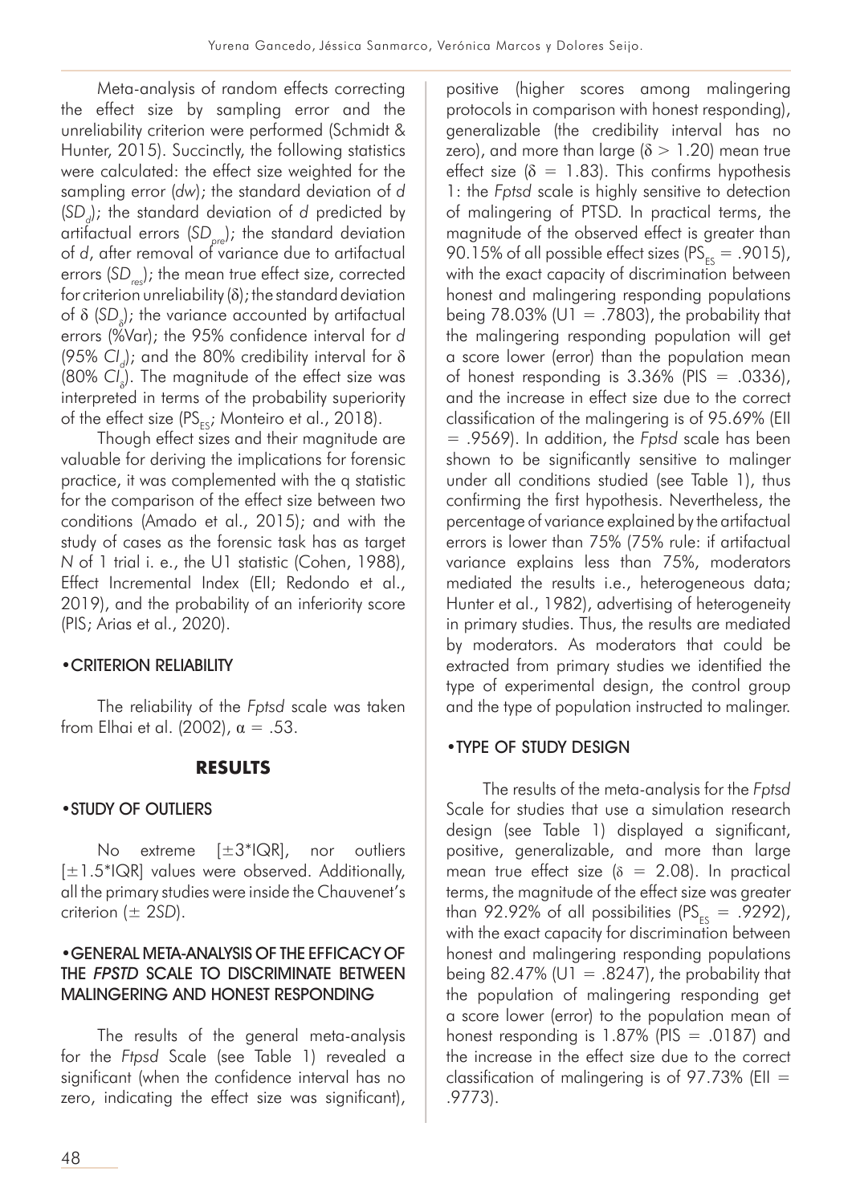Meta-analysis of random effects correcting the effect size by sampling error and the unreliability criterion were performed (Schmidt & Hunter, 2015). Succinctly, the following statistics were calculated: the effect size weighted for the sampling error (*dw*); the standard deviation of *d* ($SD_d$); the standard deviation of *d* predicted by artifactual errors ($SD_{pre}$); the standard deviation of *d*, after removal of variance due to artifactual errors ($SD_{res}$); the mean true effect size, corrected for criterion unreliability (δ); the standard deviation of δ ($SD_\delta$); the variance accounted by artifactual errors (%Var); the 95% confidence interval for *d* (95% $CI_d$); and the 80% credibility interval for δ (80% $CI_\delta$). The magnitude of the effect size was interpreted in terms of the probability superiority of the effect size ($PS_{ES}$; Monteiro et al., 2018).

Though effect sizes and their magnitude are valuable for deriving the implications for forensic practice, it was complemented with the q statistic for the comparison of the effect size between two conditions (Amado et al., 2015); and with the study of cases as the forensic task has as target *N* of 1 trial i. e., the U1 statistic (Cohen, 1988), Effect Incremental Index (EII; Redondo et al., 2019), and the probability of an inferiority score (PIS; Arias et al., 2020).

## •CRITERION RELIABILITY

The reliability of the *Fptsd* scale was taken from Elhai et al. (2002), $\alpha = .53$.

# RESULTS

## •STUDY OF OUTLIERS

No extreme [±3*IQR], nor outliers [±1.5*IQR] values were observed. Additionally, all the primary studies were inside the Chauvenet's criterion (± 2*SD*).

## •GENERAL META-ANALYSIS OF THE EFFICACY OF THE *FPSTD* SCALE TO DISCRIMINATE BETWEEN MALINGERING AND HONEST RESPONDING

The results of the general meta-analysis for the *Ftpsd* Scale (see Table 1) revealed a significant (when the confidence interval has no zero, indicating the effect size was significant), positive (higher scores among malingering protocols in comparison with honest responding), generalizable (the credibility interval has no zero), and more than large ($\delta > 1.20$) mean true effect size ($\delta = 1.83$). This confirms hypothesis 1: the *Fptsd* scale is highly sensitive to detection of malingering of PTSD. In practical terms, the magnitude of the observed effect is greater than 90.15% of all possible effect sizes ($PS_{ES} = .9015$), with the exact capacity of discrimination between honest and malingering responding populations being 78.03% (U1 = .7803), the probability that the malingering responding population will get a score lower (error) than the population mean of honest responding is 3.36% (PIS = .0336), and the increase in effect size due to the correct classification of the malingering is of 95.69% (EII = .9569). In addition, the *Fptsd* scale has been shown to be significantly sensitive to malinger under all conditions studied (see Table 1), thus confirming the first hypothesis. Nevertheless, the percentage of variance explained by the artifactual errors is lower than 75% (75% rule: if artifactual variance explains less than 75%, moderators mediated the results i.e., heterogeneous data; Hunter et al., 1982), advertising of heterogeneity in primary studies. Thus, the results are mediated by moderators. As moderators that could be extracted from primary studies we identified the type of experimental design, the control group and the type of population instructed to malinger.

## •TYPE OF STUDY DESIGN

The results of the meta-analysis for the *Fptsd* Scale for studies that use a simulation research design (see Table 1) displayed a significant, positive, generalizable, and more than large mean true effect size ($\delta = 2.08$). In practical terms, the magnitude of the effect size was greater than 92.92% of all possibilities ($PS_{ES} = .9292$), with the exact capacity for discrimination between honest and malingering responding populations being 82.47% (U1 = .8247), the probability that the population of malingering responding get a score lower (error) to the population mean of honest responding is 1.87% (PIS = .0187) and the increase in the effect size due to the correct classification of malingering is of 97.73% (EII = .9773).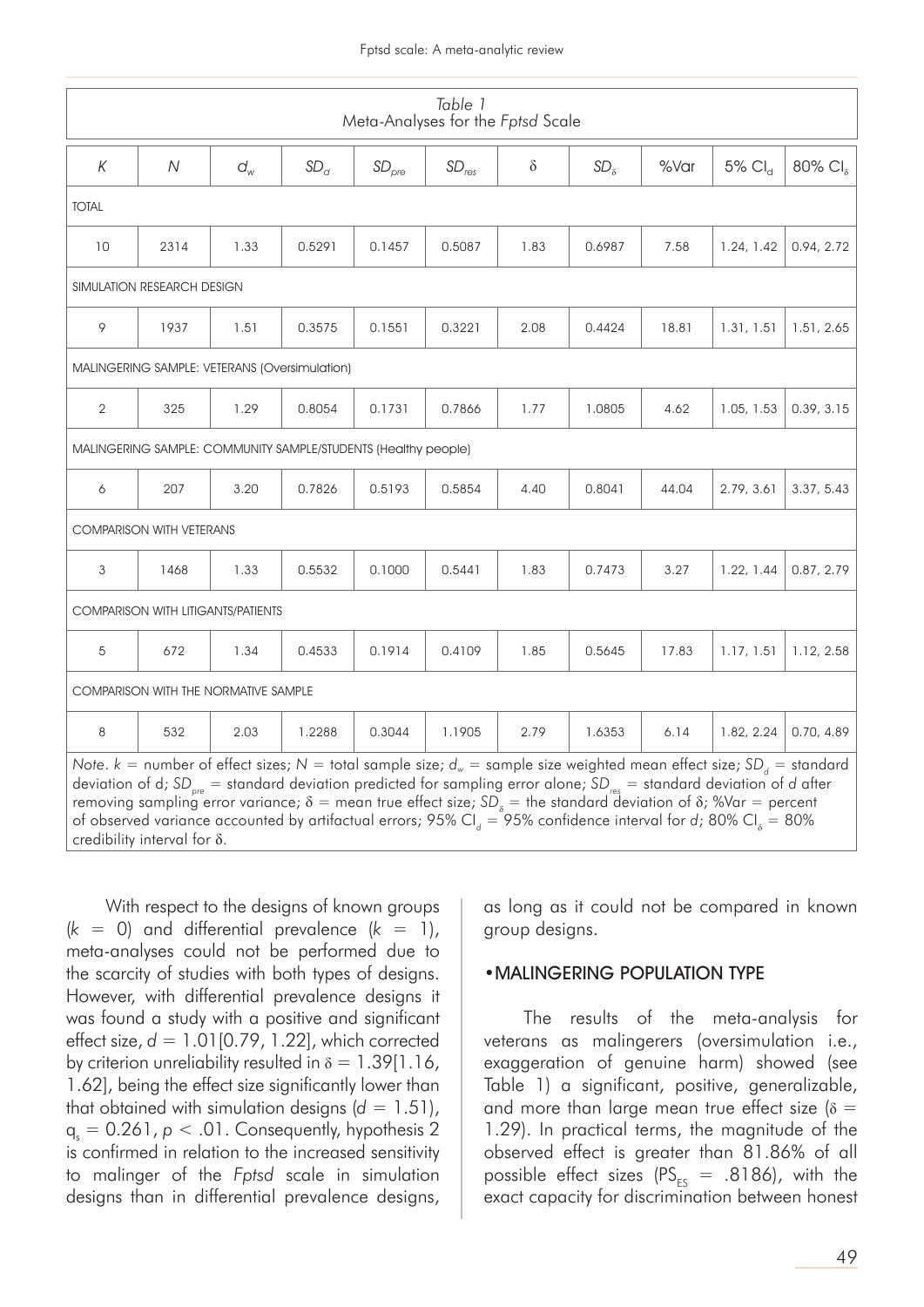Table 1
Meta-Analyses for the *Fptsd* Scale

| $K$ | $N$ | $d_w$ | $SD_d$ | $SD_{pre}$ | $SD_{res}$ | $\delta$ | $SD_\delta$ | %Var | 5% $CI_d$ | 80% $CI_\delta$ |
|---|---|---|---|---|---|---|---|---|---|---|
| TOTAL | | | | | | | | | | |
| 10 | 2314 | 1.33 | 0.5291 | 0.1457 | 0.5087 | 1.83 | 0.6987 | 7.58 | 1.24, 1.42 | 0.94, 2.72 |
| SIMULATION RESEARCH DESIGN | | | | | | | | | | |
| 9 | 1937 | 1.51 | 0.3575 | 0.1551 | 0.3221 | 2.08 | 0.4424 | 18.81 | 1.31, 1.51 | 1.51, 2.65 |
| MALINGERING SAMPLE: VETERANS (Oversimulation) | | | | | | | | | | |
| 2 | 325 | 1.29 | 0.8054 | 0.1731 | 0.7866 | 1.77 | 1.0805 | 4.62 | 1.05, 1.53 | 0.39, 3.15 |
| MALINGERING SAMPLE: COMMUNITY SAMPLE/STUDENTS (Healthy people) | | | | | | | | | | |
| 6 | 207 | 3.20 | 0.7826 | 0.5193 | 0.5854 | 4.40 | 0.8041 | 44.04 | 2.79, 3.61 | 3.37, 5.43 |
| COMPARISON WITH VETERANS | | | | | | | | | | |
| 3 | 1468 | 1.33 | 0.5532 | 0.1000 | 0.5441 | 1.83 | 0.7473 | 3.27 | 1.22, 1.44 | 0.87, 2.79 |
| COMPARISON WITH LITIGANTS/PATIENTS | | | | | | | | | | |
| 5 | 672 | 1.34 | 0.4533 | 0.1914 | 0.4109 | 1.85 | 0.5645 | 17.83 | 1.17, 1.51 | 1.12, 2.58 |
| COMPARISON WITH THE NORMATIVE SAMPLE | | | | | | | | | | |
| 8 | 532 | 2.03 | 1.2288 | 0.3044 | 1.1905 | 2.79 | 1.6353 | 6.14 | 1.82, 2.24 | 0.70, 4.89 |

*Note.* $k$ = number of effect sizes; $N$ = total sample size; $d_w$ = sample size weighted mean effect size; $SD_d$ = standard deviation of d; $SD_{pre}$ = standard deviation predicted for sampling error alone; $SD_{res}$ = standard deviation of $d$ after removing sampling error variance; $\delta$ = mean true effect size; $SD_\delta$ = the standard deviation of $\delta$; %Var = percent of observed variance accounted by artifactual errors; 95% $CI_d$ = 95% confidence interval for $d$; 80% $CI_\delta$ = 80% credibility interval for $\delta$.

With respect to the designs of known groups ($k$ = 0) and differential prevalence ($k$ = 1), meta-analyses could not be performed due to the scarcity of studies with both types of designs. However, with differential prevalence designs it was found a study with a positive and significant effect size, $d$ = 1.01[0.79, 1.22], which corrected by criterion unreliability resulted in $\delta$ = 1.39[1.16, 1.62], being the effect size significantly lower than that obtained with simulation designs ($d$ = 1.51), $q_s$ = 0.261, $p < .01$. Consequently, hypothesis 2 is confirmed in relation to the increased sensitivity to malinger of the *Fptsd* scale in simulation designs than in differential prevalence designs, as long as it could not be compared in known group designs.

## •MALINGERING POPULATION TYPE

The results of the meta-analysis for veterans as malingerers (oversimulation i.e., exaggeration of genuine harm) showed (see Table 1) a significant, positive, generalizable, and more than large mean true effect size ($\delta$ = 1.29). In practical terms, the magnitude of the observed effect is greater than 81.86% of all possible effect sizes ($PS_{ES}$ = .8186), with the exact capacity for discrimination between honest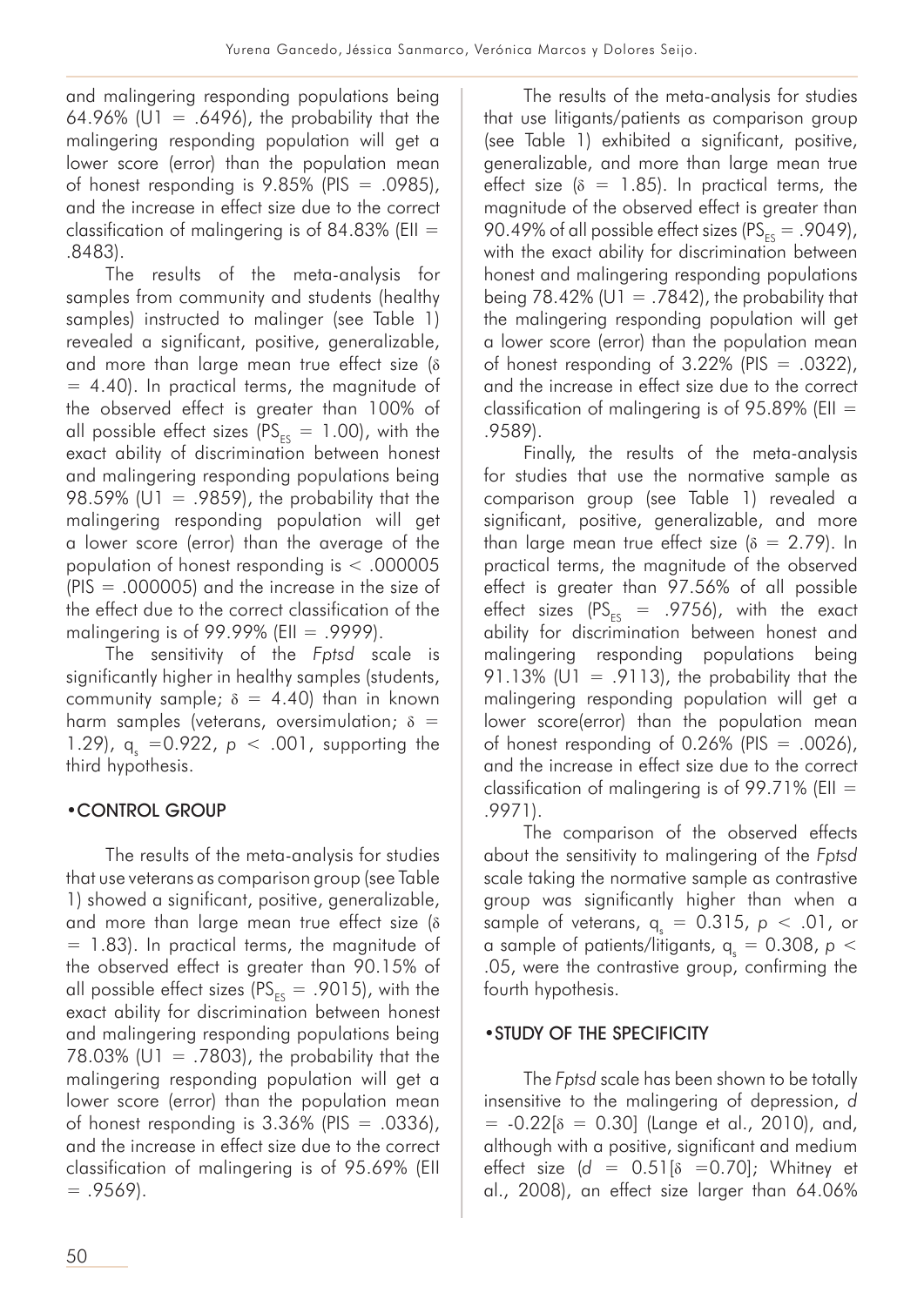and malingering responding populations being 64.96% (U1 = .6496), the probability that the malingering responding population will get a lower score (error) than the population mean of honest responding is 9.85% (PIS = .0985), and the increase in effect size due to the correct classification of malingering is of 84.83% (EII = .8483).

The results of the meta-analysis for samples from community and students (healthy samples) instructed to malinger (see Table 1) revealed a significant, positive, generalizable, and more than large mean true effect size ($\delta$ = 4.40). In practical terms, the magnitude of the observed effect is greater than 100% of all possible effect sizes ($PS_{ES}$ = 1.00), with the exact ability of discrimination between honest and malingering responding populations being 98.59% (U1 = .9859), the probability that the malingering responding population will get a lower score (error) than the average of the population of honest responding is < .000005 (PIS = .000005) and the increase in the size of the effect due to the correct classification of the malingering is of 99.99% (EII = .9999).

The sensitivity of the *Fptsd* scale is significantly higher in healthy samples (students, community sample; $\delta$ = 4.40) than in known harm samples (veterans, oversimulation; $\delta$ = 1.29), $q_s$ =0.922, $p$ < .001, supporting the third hypothesis.

## •CONTROL GROUP

The results of the meta-analysis for studies that use veterans as comparison group (see Table 1) showed a significant, positive, generalizable, and more than large mean true effect size ($\delta$ = 1.83). In practical terms, the magnitude of the observed effect is greater than 90.15% of all possible effect sizes ($PS_{ES}$ = .9015), with the exact ability for discrimination between honest and malingering responding populations being 78.03% (U1 = .7803), the probability that the malingering responding population will get a lower score (error) than the population mean of honest responding is 3.36% (PIS = .0336), and the increase in effect size due to the correct classification of malingering is of 95.69% (EII = .9569).

The results of the meta-analysis for studies that use litigants/patients as comparison group (see Table 1) exhibited a significant, positive, generalizable, and more than large mean true effect size ($\delta$ = 1.85). In practical terms, the magnitude of the observed effect is greater than 90.49% of all possible effect sizes ($PS_{ES}$ = .9049), with the exact ability for discrimination between honest and malingering responding populations being 78.42% (U1 = .7842), the probability that the malingering responding population will get a lower score (error) than the population mean of honest responding of 3.22% (PIS = .0322), and the increase in effect size due to the correct classification of malingering is of 95.89% (EII = .9589).

Finally, the results of the meta-analysis for studies that use the normative sample as comparison group (see Table 1) revealed a significant, positive, generalizable, and more than large mean true effect size ($\delta$ = 2.79). In practical terms, the magnitude of the observed effect is greater than 97.56% of all possible effect sizes ($PS_{ES}$ = .9756), with the exact ability for discrimination between honest and malingering responding populations being 91.13% (U1 = .9113), the probability that the malingering responding population will get a lower score(error) than the population mean of honest responding of 0.26% (PIS = .0026), and the increase in effect size due to the correct classification of malingering is of 99.71% (EII = .9971).

The comparison of the observed effects about the sensitivity to malingering of the *Fptsd* scale taking the normative sample as contrastive group was significantly higher than when a sample of veterans, $q_s$ = 0.315, $p$ < .01, or a sample of patients/litigants, $q_s$ = 0.308, $p$ < .05, were the contrastive group, confirming the fourth hypothesis.

## •STUDY OF THE SPECIFICITY

The *Fptsd* scale has been shown to be totally insensitive to the malingering of depression, $d$ = -0.22[$\delta$ = 0.30] (Lange et al., 2010), and, although with a positive, significant and medium effect size ($d$ = 0.51[$\delta$ =0.70]; Whitney et al., 2008), an effect size larger than 64.06%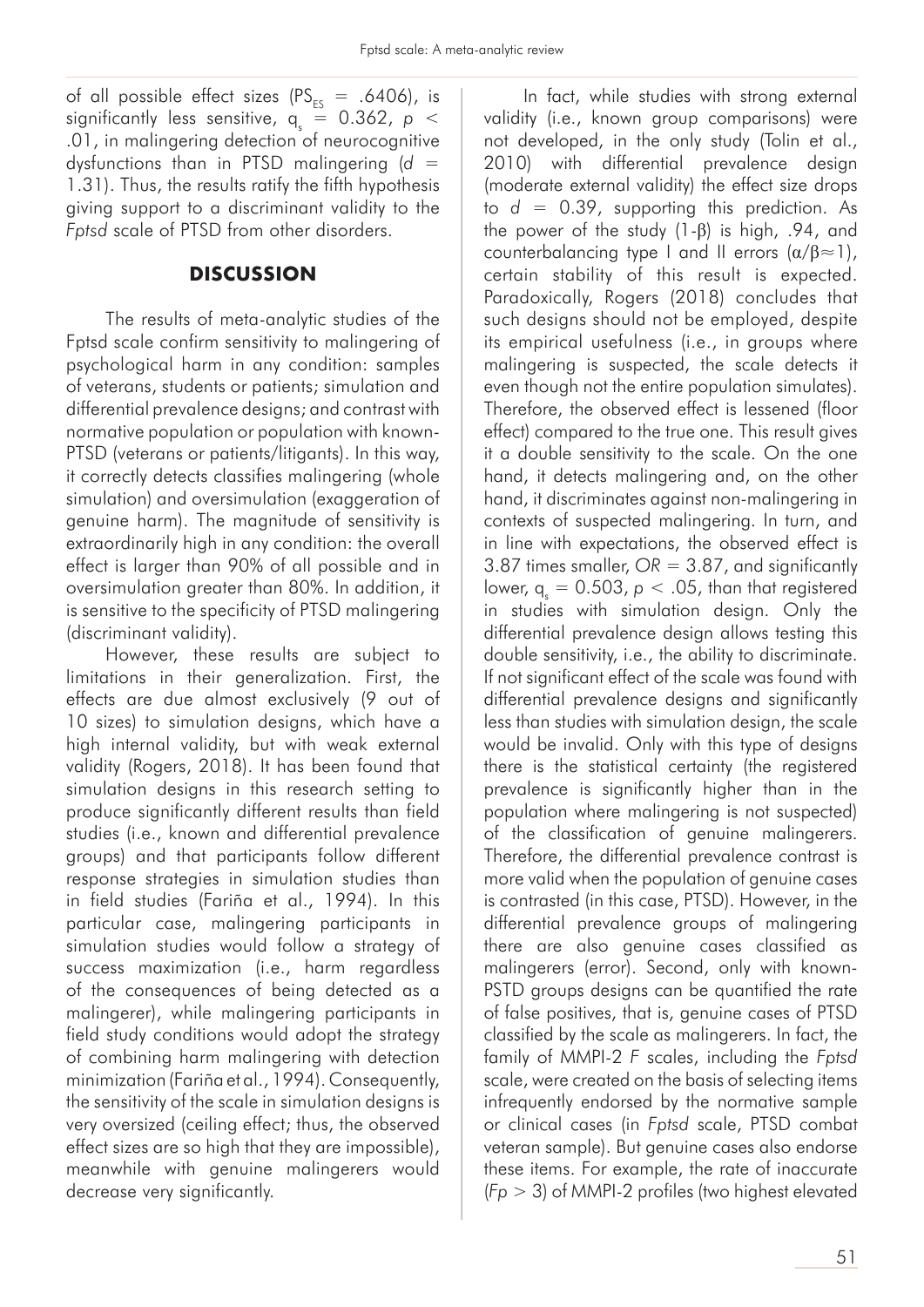of all possible effect sizes ($PS_{ES}$ = .6406), is significantly less sensitive, $q_s$ = 0.362, $p$ < .01, in malingering detection of neurocognitive dysfunctions than in PTSD malingering ($d$ = 1.31). Thus, the results ratify the fifth hypothesis giving support to a discriminant validity to the *Fptsd* scale of PTSD from other disorders.

## DISCUSSION

The results of meta-analytic studies of the Fptsd scale confirm sensitivity to malingering of psychological harm in any condition: samples of veterans, students or patients; simulation and differential prevalence designs; and contrast with normative population or population with known-PTSD (veterans or patients/litigants). In this way, it correctly detects classifies malingering (whole simulation) and oversimulation (exaggeration of genuine harm). The magnitude of sensitivity is extraordinarily high in any condition: the overall effect is larger than 90% of all possible and in oversimulation greater than 80%. In addition, it is sensitive to the specificity of PTSD malingering (discriminant validity).

However, these results are subject to limitations in their generalization. First, the effects are due almost exclusively (9 out of 10 sizes) to simulation designs, which have a high internal validity, but with weak external validity (Rogers, 2018). It has been found that simulation designs in this research setting to produce significantly different results than field studies (i.e., known and differential prevalence groups) and that participants follow different response strategies in simulation studies than in field studies (Fariña et al., 1994). In this particular case, malingering participants in simulation studies would follow a strategy of success maximization (i.e., harm regardless of the consequences of being detected as a malingerer), while malingering participants in field study conditions would adopt the strategy of combining harm malingering with detection minimization (Fariña et al., 1994). Consequently, the sensitivity of the scale in simulation designs is very oversized (ceiling effect; thus, the observed effect sizes are so high that they are impossible), meanwhile with genuine malingerers would decrease very significantly.

In fact, while studies with strong external validity (i.e., known group comparisons) were not developed, in the only study (Tolin et al., 2010) with differential prevalence design (moderate external validity) the effect size drops to $d$ = 0.39, supporting this prediction. As the power of the study (1-β) is high, .94, and counterbalancing type I and II errors ($\alpha/\beta \approx 1$), certain stability of this result is expected. Paradoxically, Rogers (2018) concludes that such designs should not be employed, despite its empirical usefulness (i.e., in groups where malingering is suspected, the scale detects it even though not the entire population simulates). Therefore, the observed effect is lessened (floor effect) compared to the true one. This result gives it a double sensitivity to the scale. On the one hand, it detects malingering and, on the other hand, it discriminates against non-malingering in contexts of suspected malingering. In turn, and in line with expectations, the observed effect is 3.87 times smaller, $OR$ = 3.87, and significantly lower, $q_s$ = 0.503, $p$ < .05, than that registered in studies with simulation design. Only the differential prevalence design allows testing this double sensitivity, i.e., the ability to discriminate. If not significant effect of the scale was found with differential prevalence designs and significantly less than studies with simulation design, the scale would be invalid. Only with this type of designs there is the statistical certainty (the registered prevalence is significantly higher than in the population where malingering is not suspected) of the classification of genuine malingerers. Therefore, the differential prevalence contrast is more valid when the population of genuine cases is contrasted (in this case, PTSD). However, in the differential prevalence groups of malingering there are also genuine cases classified as malingerers (error). Second, only with known-PSTD groups designs can be quantified the rate of false positives, that is, genuine cases of PTSD classified by the scale as malingerers. In fact, the family of MMPI-2 *F* scales, including the *Fptsd* scale, were created on the basis of selecting items infrequently endorsed by the normative sample or clinical cases (in *Fptsd* scale, PTSD combat veteran sample). But genuine cases also endorse these items. For example, the rate of inaccurate ($Fp$ > 3) of MMPI-2 profiles (two highest elevated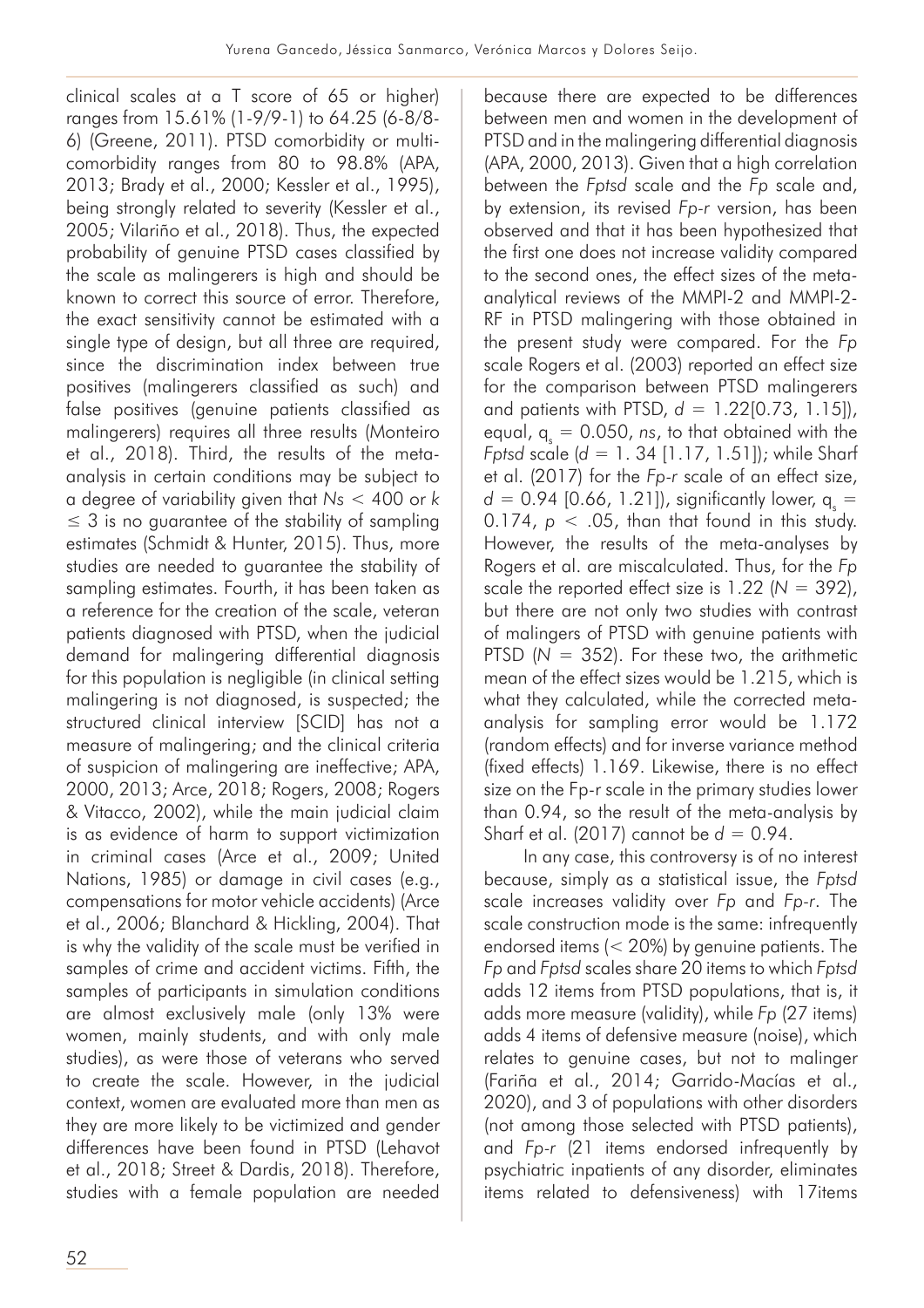clinical scales at a T score of 65 or higher) ranges from 15.61% (1-9/9-1) to 64.25 (6-8/8-6) (Greene, 2011). PTSD comorbidity or multi-comorbidity ranges from 80 to 98.8% (APA, 2013; Brady et al., 2000; Kessler et al., 1995), being strongly related to severity (Kessler et al., 2005; Vilariño et al., 2018). Thus, the expected probability of genuine PTSD cases classified by the scale as malingerers is high and should be known to correct this source of error. Therefore, the exact sensitivity cannot be estimated with a single type of design, but all three are required, since the discrimination index between true positives (malingerers classified as such) and false positives (genuine patients classified as malingerers) requires all three results (Monteiro et al., 2018). Third, the results of the meta-analysis in certain conditions may be subject to a degree of variability given that $Ns < 400$ or $k \leq 3$ is no guarantee of the stability of sampling estimates (Schmidt & Hunter, 2015). Thus, more studies are needed to guarantee the stability of sampling estimates. Fourth, it has been taken as a reference for the creation of the scale, veteran patients diagnosed with PTSD, when the judicial demand for malingering differential diagnosis for this population is negligible (in clinical setting malingering is not diagnosed, is suspected; the structured clinical interview [SCID] has not a measure of malingering; and the clinical criteria of suspicion of malingering are ineffective; APA, 2000, 2013; Arce, 2018; Rogers, 2008; Rogers & Vitacco, 2002), while the main judicial claim is as evidence of harm to support victimization in criminal cases (Arce et al., 2009; United Nations, 1985) or damage in civil cases (e.g., compensations for motor vehicle accidents) (Arce et al., 2006; Blanchard & Hickling, 2004). That is why the validity of the scale must be verified in samples of crime and accident victims. Fifth, the samples of participants in simulation conditions are almost exclusively male (only 13% were women, mainly students, and with only male studies), as were those of veterans who served to create the scale. However, in the judicial context, women are evaluated more than men as they are more likely to be victimized and gender differences have been found in PTSD (Lehavot et al., 2018; Street & Dardis, 2018). Therefore, studies with a female population are needed because there are expected to be differences between men and women in the development of PTSD and in the malingering differential diagnosis (APA, 2000, 2013). Given that a high correlation between the *Fptsd* scale and the *Fp* scale and, by extension, its revised *Fp-r* version, has been observed and that it has been hypothesized that the first one does not increase validity compared to the second ones, the effect sizes of the meta-analytical reviews of the MMPI-2 and MMPI-2-RF in PTSD malingering with those obtained in the present study were compared. For the *Fp* scale Rogers et al. (2003) reported an effect size for the comparison between PTSD malingerers and patients with PTSD, $d = 1.22$[0.73, 1.15]), equal, $q_s = 0.050$, *ns*, to that obtained with the *Fptsd* scale ($d = 1.34$ [1.17, 1.51]); while Sharf et al. (2017) for the *Fp-r* scale of an effect size, $d = 0.94$ [0.66, 1.21]), significantly lower, $q_s = 0.174$, $p < .05$, than that found in this study. However, the results of the meta-analyses by Rogers et al. are miscalculated. Thus, for the *Fp* scale the reported effect size is 1.22 ($N = 392$), but there are not only two studies with contrast of malingers of PTSD with genuine patients with PTSD ($N = 352$). For these two, the arithmetic mean of the effect sizes would be 1.215, which is what they calculated, while the corrected meta-analysis for sampling error would be 1.172 (random effects) and for inverse variance method (fixed effects) 1.169. Likewise, there is no effect size on the Fp-r scale in the primary studies lower than 0.94, so the result of the meta-analysis by Sharf et al. (2017) cannot be $d = 0.94$.

In any case, this controversy is of no interest because, simply as a statistical issue, the *Fptsd* scale increases validity over *Fp* and *Fp-r*. The scale construction mode is the same: infrequently endorsed items (< 20%) by genuine patients. The *Fp* and *Fptsd* scales share 20 items to which *Fptsd* adds 12 items from PTSD populations, that is, it adds more measure (validity), while *Fp* (27 items) adds 4 items of defensive measure (noise), which relates to genuine cases, but not to malinger (Fariña et al., 2014; Garrido-Macías et al., 2020), and 3 of populations with other disorders (not among those selected with PTSD patients), and *Fp-r* (21 items endorsed infrequently by psychiatric inpatients of any disorder, eliminates items related to defensiveness) with 17items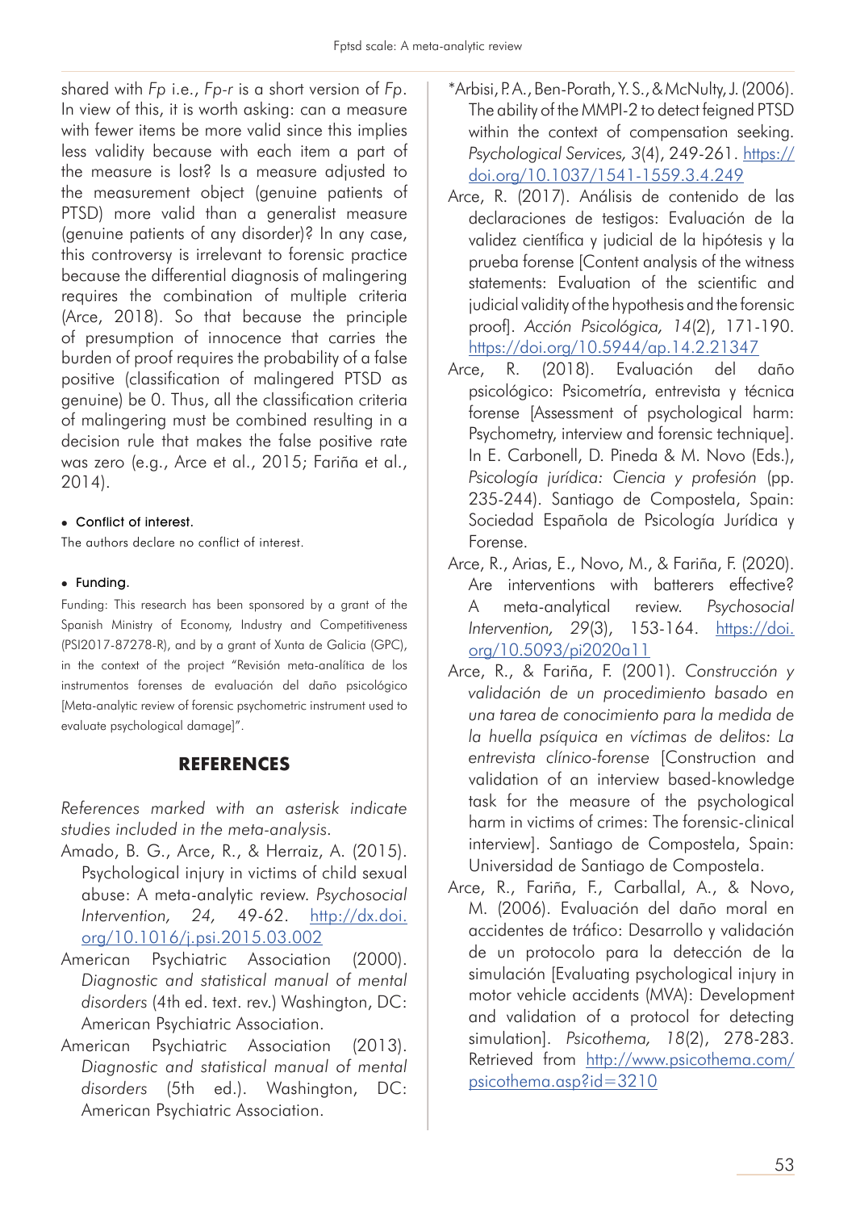shared with *Fp* i.e., *Fp-r* is a short version of *Fp*. In view of this, it is worth asking: can a measure with fewer items be more valid since this implies less validity because with each item a part of the measure is lost? Is a measure adjusted to the measurement object (genuine patients of PTSD) more valid than a generalist measure (genuine patients of any disorder)? In any case, this controversy is irrelevant to forensic practice because the differential diagnosis of malingering requires the combination of multiple criteria (Arce, 2018). So that because the principle of presumption of innocence that carries the burden of proof requires the probability of a false positive (classification of malingered PTSD as genuine) be 0. Thus, all the classification criteria of malingering must be combined resulting in a decision rule that makes the false positive rate was zero (e.g., Arce et al., 2015; Fariña et al., 2014).

- **Conflict of interest.**

The authors declare no conflict of interest.

- **Funding.**

Funding: This research has been sponsored by a grant of the Spanish Ministry of Economy, Industry and Competitiveness (PSI2017-87278-R), and by a grant of Xunta de Galicia (GPC), in the context of the project "Revisión meta-analítica de los instrumentos forenses de evaluación del daño psicológico [Meta-analytic review of forensic psychometric instrument used to evaluate psychological damage]".

## REFERENCES

*References marked with an asterisk indicate studies included in the meta-analysis.*

Amado, B. G., Arce, R., & Herraiz, A. (2015). Psychological injury in victims of child sexual abuse: A meta-analytic review. *Psychosocial Intervention, 24*, 49-62. http://dx.doi.org/10.1016/j.psi.2015.03.002

American Psychiatric Association (2000). *Diagnostic and statistical manual of mental disorders* (4th ed. text. rev.) Washington, DC: American Psychiatric Association.

American Psychiatric Association (2013). *Diagnostic and statistical manual of mental disorders* (5th ed.). Washington, DC: American Psychiatric Association.

*Arbisi, P. A., Ben-Porath, Y. S., & McNulty, J. (2006). The ability of the MMPI-2 to detect feigned PTSD within the context of compensation seeking. *Psychological Services, 3*(4), 249-261. https://doi.org/10.1037/1541-1559.3.4.249

Arce, R. (2017). Análisis de contenido de las declaraciones de testigos: Evaluación de la validez científica y judicial de la hipótesis y la prueba forense [Content analysis of the witness statements: Evaluation of the scientific and judicial validity of the hypothesis and the forensic proof]. *Acción Psicológica, 14*(2), 171-190. https://doi.org/10.5944/ap.14.2.21347

Arce, R. (2018). Evaluación del daño psicológico: Psicometría, entrevista y técnica forense [Assessment of psychological harm: Psychometry, interview and forensic technique]. In E. Carbonell, D. Pineda & M. Novo (Eds.), *Psicología jurídica: Ciencia y profesión* (pp. 235-244). Santiago de Compostela, Spain: Sociedad Española de Psicología Jurídica y Forense.

Arce, R., Arias, E., Novo, M., & Fariña, F. (2020). Are interventions with batterers effective? A meta-analytical review. *Psychosocial Intervention, 29*(3), 153-164. https://doi.org/10.5093/pi2020a11

Arce, R., & Fariña, F. (2001). *Construcción y validación de un procedimiento basado en una tarea de conocimiento para la medida de la huella psíquica en víctimas de delitos: La entrevista clínico-forense* [Construction and validation of an interview based-knowledge task for the measure of the psychological harm in victims of crimes: The forensic-clinical interview]. Santiago de Compostela, Spain: Universidad de Santiago de Compostela.

Arce, R., Fariña, F., Carballal, A., & Novo, M. (2006). Evaluación del daño moral en accidentes de tráfico: Desarrollo y validación de un protocolo para la detección de la simulación [Evaluating psychological injury in motor vehicle accidents (MVA): Development and validation of a protocol for detecting simulation]. *Psicothema, 18*(2), 278-283. Retrieved from http://www.psicothema.com/psicothema.asp?id=3210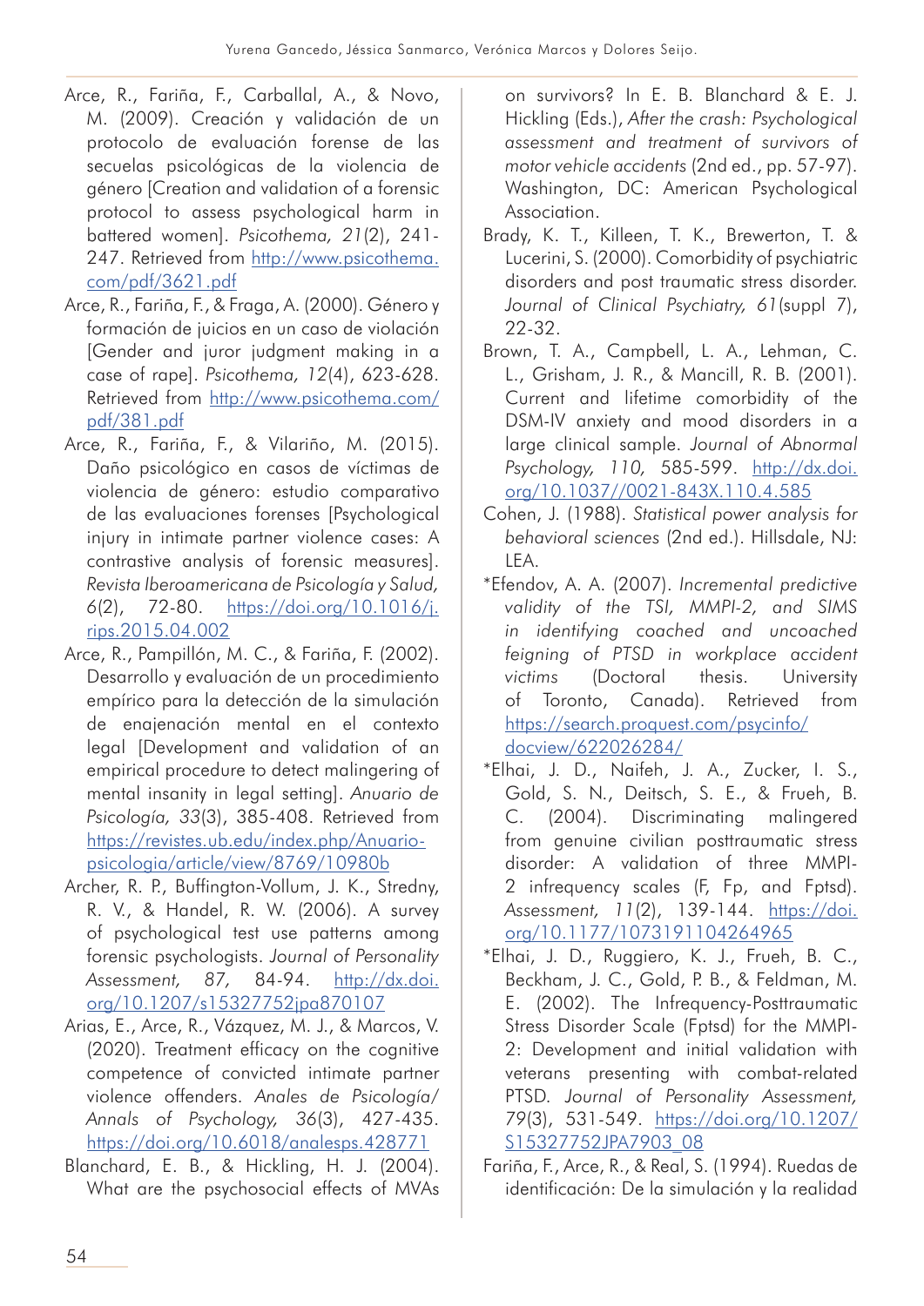Arce, R., Fariña, F., Carballal, A., & Novo, M. (2009). Creación y validación de un protocolo de evaluación forense de las secuelas psicológicas de la violencia de género [Creation and validation of a forensic protocol to assess psychological harm in battered women]. *Psicothema, 21*(2), 241-247. Retrieved from http://www.psicothema.com/pdf/3621.pdf

Arce, R., Fariña, F., & Fraga, A. (2000). Género y formación de juicios en un caso de violación [Gender and juror judgment making in a case of rape]. *Psicothema, 12*(4), 623-628. Retrieved from http://www.psicothema.com/pdf/381.pdf

Arce, R., Fariña, F., & Vilariño, M. (2015). Daño psicológico en casos de víctimas de violencia de género: estudio comparativo de las evaluaciones forenses [Psychological injury in intimate partner violence cases: A contrastive analysis of forensic measures]. *Revista Iberoamericana de Psicología y Salud, 6*(2), 72-80. https://doi.org/10.1016/j.rips.2015.04.002

Arce, R., Pampillón, M. C., & Fariña, F. (2002). Desarrollo y evaluación de un procedimiento empírico para la detección de la simulación de enajenación mental en el contexto legal [Development and validation of an empirical procedure to detect malingering of mental insanity in legal setting]. *Anuario de Psicología, 33*(3), 385-408. Retrieved from https://revistes.ub.edu/index.php/Anuario-psicologia/article/view/8769/10980b

Archer, R. P., Buffington-Vollum, J. K., Stredny, R. V., & Handel, R. W. (2006). A survey of psychological test use patterns among forensic psychologists. *Journal of Personality Assessment, 87*, 84-94. http://dx.doi.org/10.1207/s15327752jpa870107

Arias, E., Arce, R., Vázquez, M. J., & Marcos, V. (2020). Treatment efficacy on the cognitive competence of convicted intimate partner violence offenders. *Anales de Psicología/Annals of Psychology, 36*(3), 427-435. https://doi.org/10.6018/analesps.428771

Blanchard, E. B., & Hickling, H. J. (2004). What are the psychosocial effects of MVAs on survivors? In E. B. Blanchard & E. J. Hickling (Eds.), *After the crash: Psychological assessment and treatment of survivors of motor vehicle accidents* (2nd ed., pp. 57-97). Washington, DC: American Psychological Association.

Brady, K. T., Killeen, T. K., Brewerton, T. & Lucerini, S. (2000). Comorbidity of psychiatric disorders and post traumatic stress disorder. *Journal of Clinical Psychiatry, 61*(suppl 7), 22-32.

Brown, T. A., Campbell, L. A., Lehman, C. L., Grisham, J. R., & Mancill, R. B. (2001). Current and lifetime comorbidity of the DSM-IV anxiety and mood disorders in a large clinical sample. *Journal of Abnormal Psychology, 110,* 585-599. http://dx.doi.org/10.1037//0021-843X.110.4.585

Cohen, J. (1988). *Statistical power analysis for behavioral sciences* (2nd ed.). Hillsdale, NJ: LEA.

*Efendov, A. A. (2007). *Incremental predictive validity of the TSI, MMPI-2, and SIMS in identifying coached and uncoached feigning of PTSD in workplace accident victims* (Doctoral thesis. University of Toronto, Canada). Retrieved from https://search.proquest.com/psycinfo/docview/622026284/

*Elhai, J. D., Naifeh, J. A., Zucker, I. S., Gold, S. N., Deitsch, S. E., & Frueh, B. C. (2004). Discriminating malingered from genuine civilian posttraumatic stress disorder: A validation of three MMPI-2 infrequency scales (F, Fp, and Fptsd). *Assessment, 11*(2), 139-144. https://doi.org/10.1177/1073191104264965

*Elhai, J. D., Ruggiero, K. J., Frueh, B. C., Beckham, J. C., Gold, P. B., & Feldman, M. E. (2002). The Infrequency-Posttraumatic Stress Disorder Scale (Fptsd) for the MMPI-2: Development and initial validation with veterans presenting with combat-related PTSD. *Journal of Personality Assessment, 79*(3), 531-549. https://doi.org/10.1207/S15327752JPA7903_08

Fariña, F., Arce, R., & Real, S. (1994). Ruedas de identificación: De la simulación y la realidad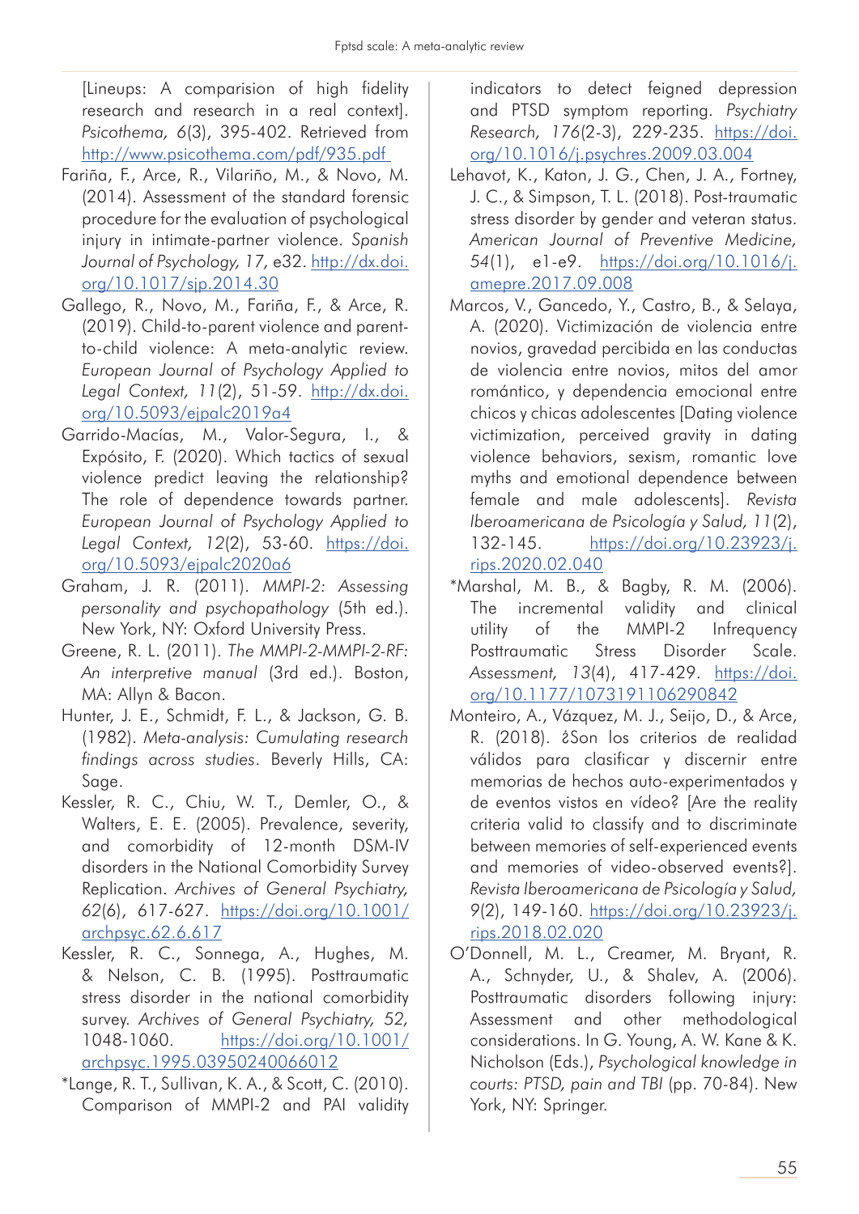[Lineups: A comparision of high fidelity research and research in a real context]. *Psicothema, 6*(3), 395-402. Retrieved from http://www.psicothema.com/pdf/935.pdf

Fariña, F., Arce, R., Vilariño, M., & Novo, M. (2014). Assessment of the standard forensic procedure for the evaluation of psychological injury in intimate-partner violence. *Spanish Journal of Psychology, 17,* e32. http://dx.doi.org/10.1017/sjp.2014.30

Gallego, R., Novo, M., Fariña, F., & Arce, R. (2019). Child-to-parent violence and parent-to-child violence: A meta-analytic review. *European Journal of Psychology Applied to Legal Context, 11*(2), 51-59. http://dx.doi.org/10.5093/ejpalc2019a4

Garrido-Macías, M., Valor-Segura, I., & Expósito, F. (2020). Which tactics of sexual violence predict leaving the relationship? The role of dependence towards partner. *European Journal of Psychology Applied to Legal Context, 12*(2), 53-60. https://doi.org/10.5093/ejpalc2020a6

Graham, J. R. (2011). *MMPI-2: Assessing personality and psychopathology* (5th ed.). New York, NY: Oxford University Press.

Greene, R. L. (2011). *The MMPI-2-MMPI-2-RF: An interpretive manual* (3rd ed.). Boston, MA: Allyn & Bacon.

Hunter, J. E., Schmidt, F. L., & Jackson, G. B. (1982). *Meta-analysis: Cumulating research findings across studies*. Beverly Hills, CA: Sage.

Kessler, R. C., Chiu, W. T., Demler, O., & Walters, E. E. (2005). Prevalence, severity, and comorbidity of 12-month DSM-IV disorders in the National Comorbidity Survey Replication. *Archives of General Psychiatry, 62*(6), 617-627. https://doi.org/10.1001/archpsyc.62.6.617

Kessler, R. C., Sonnega, A., Hughes, M. & Nelson, C. B. (1995). Posttraumatic stress disorder in the national comorbidity survey. *Archives of General Psychiatry, 52,* 1048-1060. https://doi.org/10.1001/archpsyc.1995.03950240066012

*Lange, R. T., Sullivan, K. A., & Scott, C. (2010). Comparison of MMPI-2 and PAI validity indicators to detect feigned depression and PTSD symptom reporting. *Psychiatry Research, 176*(2-3), 229-235. https://doi.org/10.1016/j.psychres.2009.03.004

Lehavot, K., Katon, J. G., Chen, J. A., Fortney, J. C., & Simpson, T. L. (2018). Post-traumatic stress disorder by gender and veteran status. *American Journal of Preventive Medicine, 54*(1), e1-e9. https://doi.org/10.1016/j.amepre.2017.09.008

Marcos, V., Gancedo, Y., Castro, B., & Selaya, A. (2020). Victimización de violencia entre novios, gravedad percibida en las conductas de violencia entre novios, mitos del amor romántico, y dependencia emocional entre chicos y chicas adolescentes [Dating violence victimization, perceived gravity in dating violence behaviors, sexism, romantic love myths and emotional dependence between female and male adolescents]. *Revista Iberoamericana de Psicología y Salud, 11*(2), 132-145. https://doi.org/10.23923/j.rips.2020.02.040

*Marshal, M. B., & Bagby, R. M. (2006). The incremental validity and clinical utility of the MMPI-2 Infrequency Posttraumatic Stress Disorder Scale. *Assessment, 13*(4), 417-429. https://doi.org/10.1177/1073191106290842

Monteiro, A., Vázquez, M. J., Seijo, D., & Arce, R. (2018). ¿Son los criterios de realidad válidos para clasificar y discernir entre memorias de hechos auto-experimentados y de eventos vistos en vídeo? [Are the reality criteria valid to classify and to discriminate between memories of self-experienced events and memories of video-observed events?]. *Revista Iberoamericana de Psicología y Salud, 9*(2), 149-160. https://doi.org/10.23923/j.rips.2018.02.020

O'Donnell, M. L., Creamer, M. Bryant, R. A., Schnyder, U., & Shalev, A. (2006). Posttraumatic disorders following injury: Assessment and other methodological considerations. In G. Young, A. W. Kane & K. Nicholson (Eds.), *Psychological knowledge in courts: PTSD, pain and TBI* (pp. 70-84). New York, NY: Springer.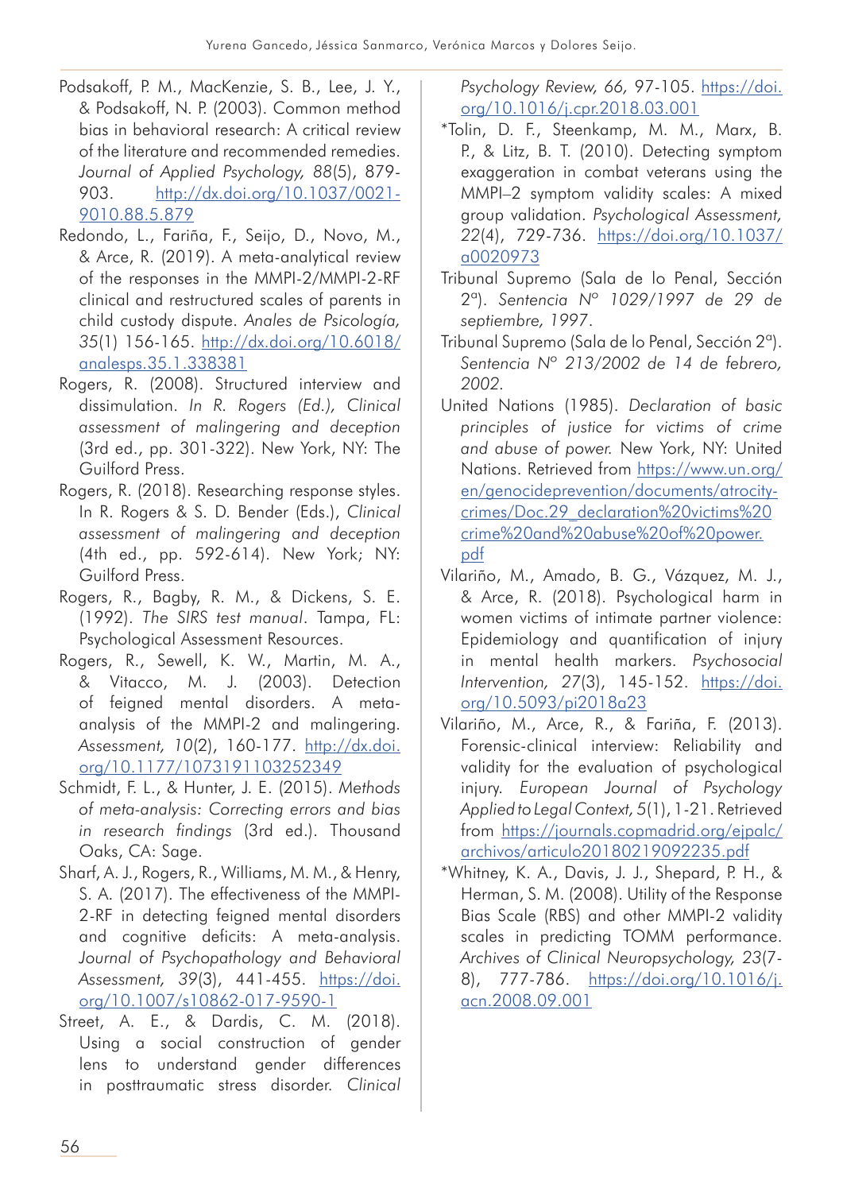Podsakoff, P. M., MacKenzie, S. B., Lee, J. Y., & Podsakoff, N. P. (2003). Common method bias in behavioral research: A critical review of the literature and recommended remedies. *Journal of Applied Psychology, 88*(5), 879-903. http://dx.doi.org/10.1037/0021-9010.88.5.879

Redondo, L., Fariña, F., Seijo, D., Novo, M., & Arce, R. (2019). A meta-analytical review of the responses in the MMPI-2/MMPI-2-RF clinical and restructured scales of parents in child custody dispute. *Anales de Psicología, 35*(1) 156-165. http://dx.doi.org/10.6018/analesps.35.1.338381

Rogers, R. (2008). Structured interview and dissimulation. *In R. Rogers (Ed.), Clinical assessment of malingering and deception* (3rd ed., pp. 301-322). New York, NY: The Guilford Press.

Rogers, R. (2018). Researching response styles. In R. Rogers & S. D. Bender (Eds.), *Clinical assessment of malingering and deception* (4th ed., pp. 592-614). New York; NY: Guilford Press.

Rogers, R., Bagby, R. M., & Dickens, S. E. (1992). *The SIRS test manual*. Tampa, FL: Psychological Assessment Resources.

Rogers, R., Sewell, K. W., Martin, M. A., & Vitacco, M. J. (2003). Detection of feigned mental disorders. A meta-analysis of the MMPI-2 and malingering. *Assessment, 10*(2), 160-177. http://dx.doi.org/10.1177/1073191103252349

Schmidt, F. L., & Hunter, J. E. (2015). *Methods of meta-analysis: Correcting errors and bias in research findings* (3rd ed.). Thousand Oaks, CA: Sage.

Sharf, A. J., Rogers, R., Williams, M. M., & Henry, S. A. (2017). The effectiveness of the MMPI-2-RF in detecting feigned mental disorders and cognitive deficits: A meta-analysis. *Journal of Psychopathology and Behavioral Assessment, 39*(3), 441-455. https://doi.org/10.1007/s10862-017-9590-1

Street, A. E., & Dardis, C. M. (2018). Using a social construction of gender lens to understand gender differences in posttraumatic stress disorder. *Clinical Psychology Review, 66,* 97-105. https://doi.org/10.1016/j.cpr.2018.03.001

*Tolin, D. F., Steenkamp, M. M., Marx, B. P., & Litz, B. T. (2010). Detecting symptom exaggeration in combat veterans using the MMPI–2 symptom validity scales: A mixed group validation. *Psychological Assessment, 22*(4), 729-736. https://doi.org/10.1037/a0020973

Tribunal Supremo (Sala de lo Penal, Sección 2ª). *Sentencia Nº 1029/1997 de 29 de septiembre, 1997*.

Tribunal Supremo (Sala de lo Penal, Sección 2ª). *Sentencia Nº 213/2002 de 14 de febrero, 2002*.

United Nations (1985). *Declaration of basic principles of justice for victims of crime and abuse of power.* New York, NY: United Nations. Retrieved from https://www.un.org/en/genocideprevention/documents/atrocity-crimes/Doc.29_declaration%20victims%20crime%20and%20abuse%20of%20power.pdf

Vilariño, M., Amado, B. G., Vázquez, M. J., & Arce, R. (2018). Psychological harm in women victims of intimate partner violence: Epidemiology and quantification of injury in mental health markers. *Psychosocial Intervention, 27*(3), 145-152. https://doi.org/10.5093/pi2018a23

Vilariño, M., Arce, R., & Fariña, F. (2013). Forensic-clinical interview: Reliability and validity for the evaluation of psychological injury. *European Journal of Psychology Applied to Legal Context, 5*(1), 1-21. Retrieved from https://journals.copmadrid.org/ejpalc/archivos/articulo20180219092235.pdf

*Whitney, K. A., Davis, J. J., Shepard, P. H., & Herman, S. M. (2008). Utility of the Response Bias Scale (RBS) and other MMPI-2 validity scales in predicting TOMM performance. *Archives of Clinical Neuropsychology, 23*(7-8), 777-786. https://doi.org/10.1016/j.acn.2008.09.001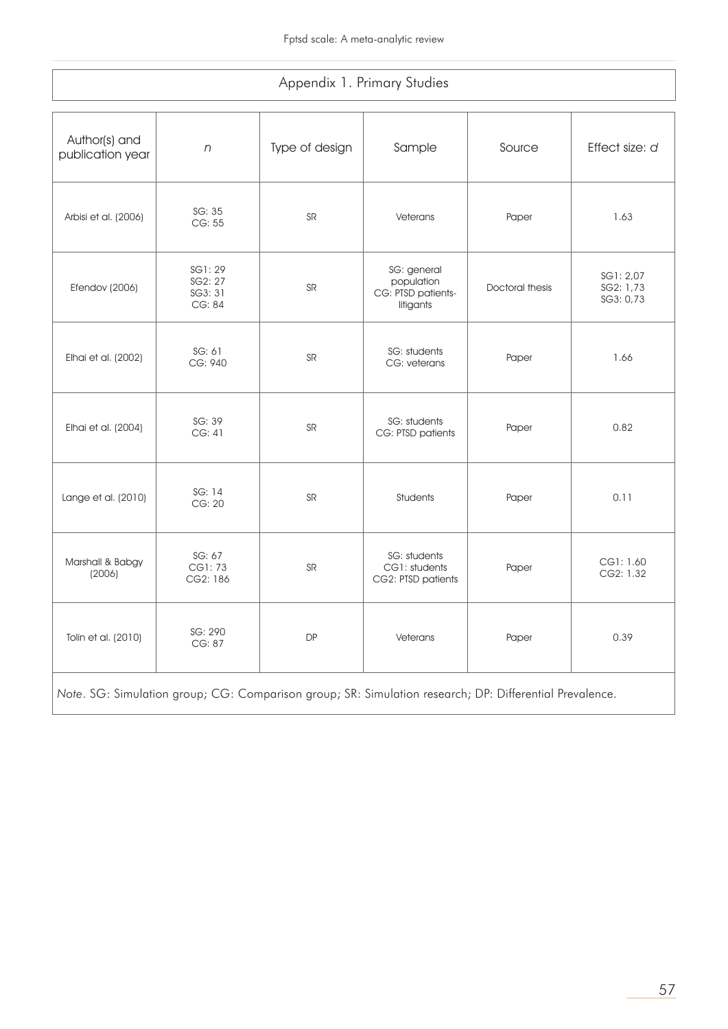## Appendix 1. Primary Studies

| Author(s) and publication year | *n* | Type of design | Sample | Source | Effect size: *d* |
|---|---|---|---|---|---|
| Arbisi et al. (2006) | SG: 35<br>CG: 55 | SR | Veterans | Paper | 1.63 |
| Efendov (2006) | SG1: 29<br>SG2: 27<br>SG3: 31<br>CG: 84 | SR | SG: general population<br>CG: PTSD patients-litigants | Doctoral thesis | SG1: 2,07<br>SG2: 1,73<br>SG3: 0,73 |
| Elhai et al. (2002) | SG: 61<br>CG: 940 | SR | SG: students<br>CG: veterans | Paper | 1.66 |
| Elhai et al. (2004) | SG: 39<br>CG: 41 | SR | SG: students<br>CG: PTSD patients | Paper | 0.82 |
| Lange et al. (2010) | SG: 14<br>CG: 20 | SR | Students | Paper | 0.11 |
| Marshall & Babgy (2006) | SG: 67<br>CG1: 73<br>CG2: 186 | SR | SG: students<br>CG1: students<br>CG2: PTSD patients | Paper | CG1: 1.60<br>CG2: 1.32 |
| Tolin et al. (2010) | SG: 290<br>CG: 87 | DP | Veterans | Paper | 0.39 |

*Note*. SG: Simulation group; CG: Comparison group; SR: Simulation research; DP: Differential Prevalence.